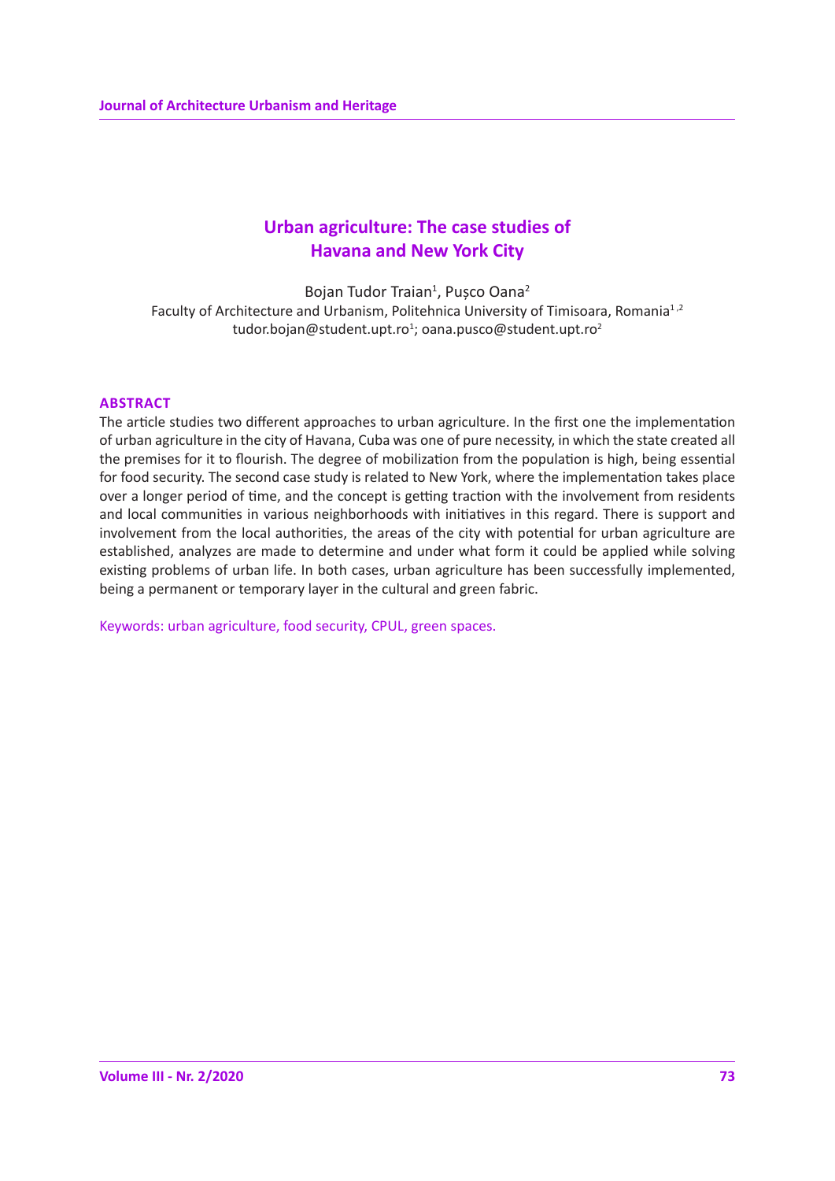# Urban agriculture: The case studies of Havana and New York City

Bojan Tudor Traian[1], Pușco Oana[2]

Faculty of Architecture and Urbanism, Politehnica University of Timisoara, Romania[1,2]

tudor.bojan@student.upt.ro[1]; oana.pusco@student.upt.ro[2]

## ABSTRACT

The article studies two different approaches to urban agriculture. In the first one the implementation of urban agriculture in the city of Havana, Cuba was one of pure necessity, in which the state created all the premises for it to flourish. The degree of mobilization from the population is high, being essential for food security. The second case study is related to New York, where the implementation takes place over a longer period of time, and the concept is getting traction with the involvement from residents and local communities in various neighborhoods with initiatives in this regard. There is support and involvement from the local authorities, the areas of the city with potential for urban agriculture are established, analyzes are made to determine and under what form it could be applied while solving existing problems of urban life. In both cases, urban agriculture has been successfully implemented, being a permanent or temporary layer in the cultural and green fabric.

Keywords: urban agriculture, food security, CPUL, green spaces.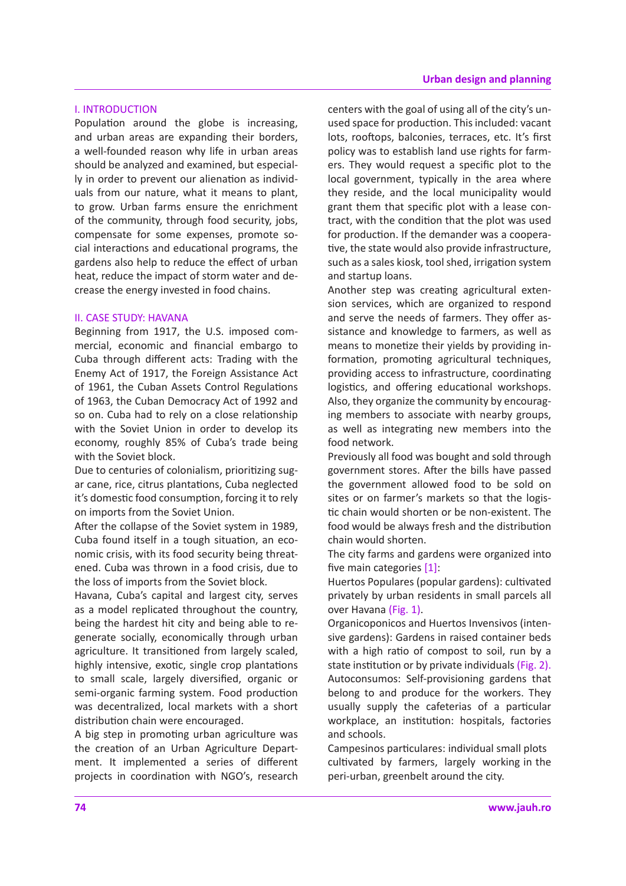## I. INTRODUCTION

Population around the globe is increasing, and urban areas are expanding their borders, a well-founded reason why life in urban areas should be analyzed and examined, but especially in order to prevent our alienation as individuals from our nature, what it means to plant, to grow. Urban farms ensure the enrichment of the community, through food security, jobs, compensate for some expenses, promote social interactions and educational programs, the gardens also help to reduce the effect of urban heat, reduce the impact of storm water and decrease the energy invested in food chains.

## II. CASE STUDY: HAVANA

Beginning from 1917, the U.S. imposed commercial, economic and financial embargo to Cuba through different acts: Trading with the Enemy Act of 1917, the Foreign Assistance Act of 1961, the Cuban Assets Control Regulations of 1963, the Cuban Democracy Act of 1992 and so on. Cuba had to rely on a close relationship with the Soviet Union in order to develop its economy, roughly 85% of Cuba's trade being with the Soviet block.

Due to centuries of colonialism, prioritizing sugar cane, rice, citrus plantations, Cuba neglected it's domestic food consumption, forcing it to rely on imports from the Soviet Union.

After the collapse of the Soviet system in 1989, Cuba found itself in a tough situation, an economic crisis, with its food security being threatened. Cuba was thrown in a food crisis, due to the loss of imports from the Soviet block.

Havana, Cuba's capital and largest city, serves as a model replicated throughout the country, being the hardest hit city and being able to regenerate socially, economically through urban agriculture. It transitioned from largely scaled, highly intensive, exotic, single crop plantations to small scale, largely diversified, organic or semi-organic farming system. Food production was decentralized, local markets with a short distribution chain were encouraged.

A big step in promoting urban agriculture was the creation of an Urban Agriculture Department. It implemented a series of different projects in coordination with NGO's, research centers with the goal of using all of the city's unused space for production. This included: vacant lots, rooftops, balconies, terraces, etc. It's first policy was to establish land use rights for farmers. They would request a specific plot to the local government, typically in the area where they reside, and the local municipality would grant them that specific plot with a lease contract, with the condition that the plot was used for production. If the demander was a cooperative, the state would also provide infrastructure, such as a sales kiosk, tool shed, irrigation system and startup loans.

Another step was creating agricultural extension services, which are organized to respond and serve the needs of farmers. They offer assistance and knowledge to farmers, as well as means to monetize their yields by providing information, promoting agricultural techniques, providing access to infrastructure, coordinating logistics, and offering educational workshops. Also, they organize the community by encouraging members to associate with nearby groups, as well as integrating new members into the food network.

Previously all food was bought and sold through government stores. After the bills have passed the government allowed food to be sold on sites or on farmer's markets so that the logistic chain would shorten or be non-existent. The food would be always fresh and the distribution chain would shorten.

The city farms and gardens were organized into five main categories [1]:

Huertos Populares (popular gardens): cultivated privately by urban residents in small parcels all over Havana (Fig. 1).

Organicoponicos and Huertos Invensivos (intensive gardens): Gardens in raised container beds with a high ratio of compost to soil, run by a state institution or by private individuals (Fig. 2).

Autoconsumos: Self-provisioning gardens that belong to and produce for the workers. They usually supply the cafeterias of a particular workplace, an institution: hospitals, factories and schools.

Campesinos particulares: individual small plots cultivated by farmers, largely working in the peri-urban, greenbelt around the city.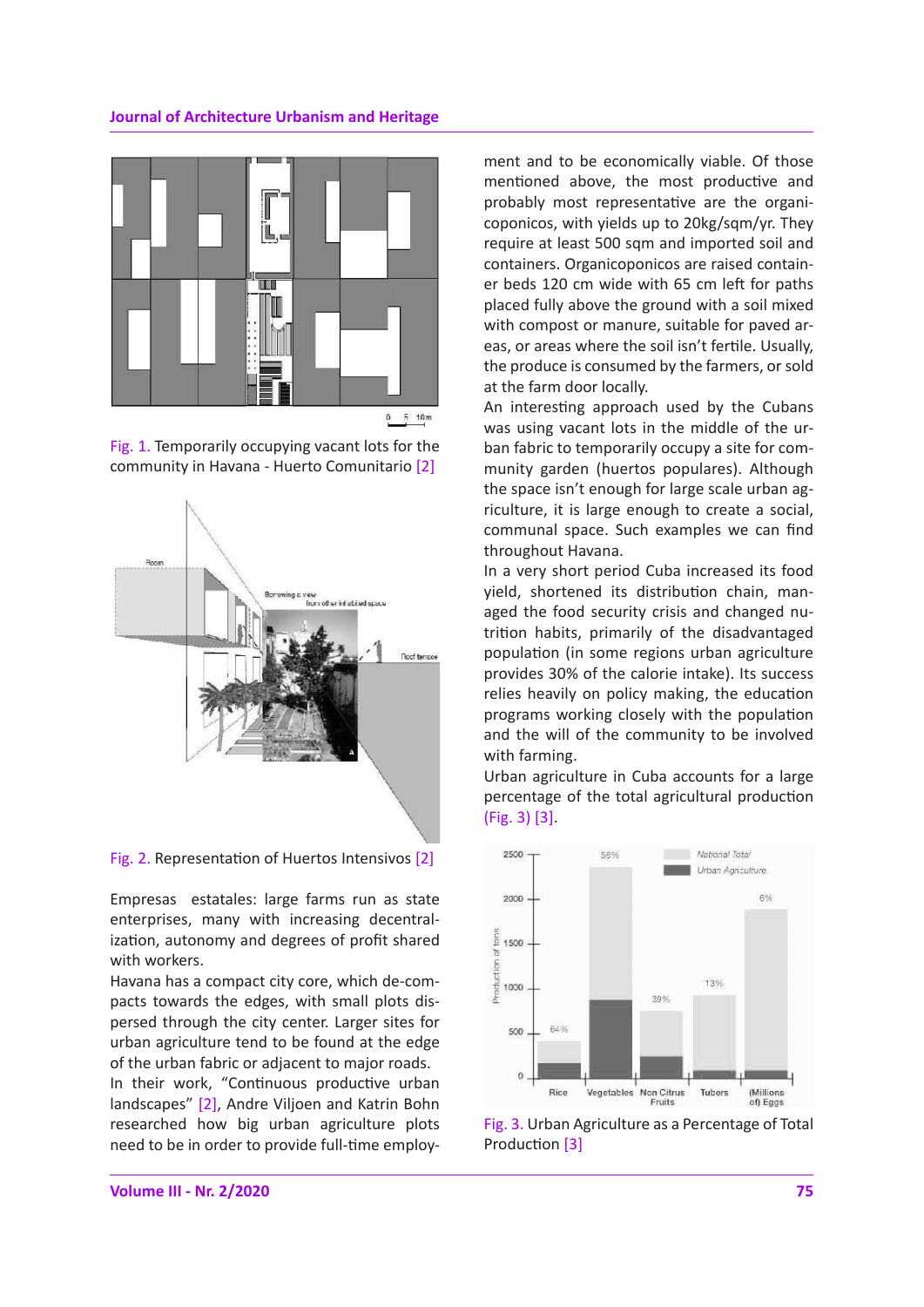Fig. 1. Temporarily occupying vacant lots for the community in Havana - Huerto Comunitario [2]

Fig. 2. Representation of Huertos Intensivos [2]

Empresas estatales: large farms run as state enterprises, many with increasing decentralization, autonomy and degrees of profit shared with workers.

Havana has a compact city core, which de-compacts towards the edges, with small plots dispersed through the city center. Larger sites for urban agriculture tend to be found at the edge of the urban fabric or adjacent to major roads.

In their work, "Continuous productive urban landscapes" [2], Andre Viljoen and Katrin Bohn researched how big urban agriculture plots need to be in order to provide full-time employment and to be economically viable. Of those mentioned above, the most productive and probably most representative are the organicoponicos, with yields up to 20kg/sqm/yr. They require at least 500 sqm and imported soil and containers. Organicoponicos are raised container beds 120 cm wide with 65 cm left for paths placed fully above the ground with a soil mixed with compost or manure, suitable for paved areas, or areas where the soil isn't fertile. Usually, the produce is consumed by the farmers, or sold at the farm door locally.

An interesting approach used by the Cubans was using vacant lots in the middle of the urban fabric to temporarily occupy a site for community garden (huertos populares). Although the space isn't enough for large scale urban agriculture, it is large enough to create a social, communal space. Such examples we can find throughout Havana.

In a very short period Cuba increased its food yield, shortened its distribution chain, managed the food security crisis and changed nutrition habits, primarily of the disadvantaged population (in some regions urban agriculture provides 30% of the calorie intake). Its success relies heavily on policy making, the education programs working closely with the population and the will of the community to be involved with farming.

Urban agriculture in Cuba accounts for a large percentage of the total agricultural production (Fig. 3) [3].

Fig. 3. Urban Agriculture as a Percentage of Total Production [3]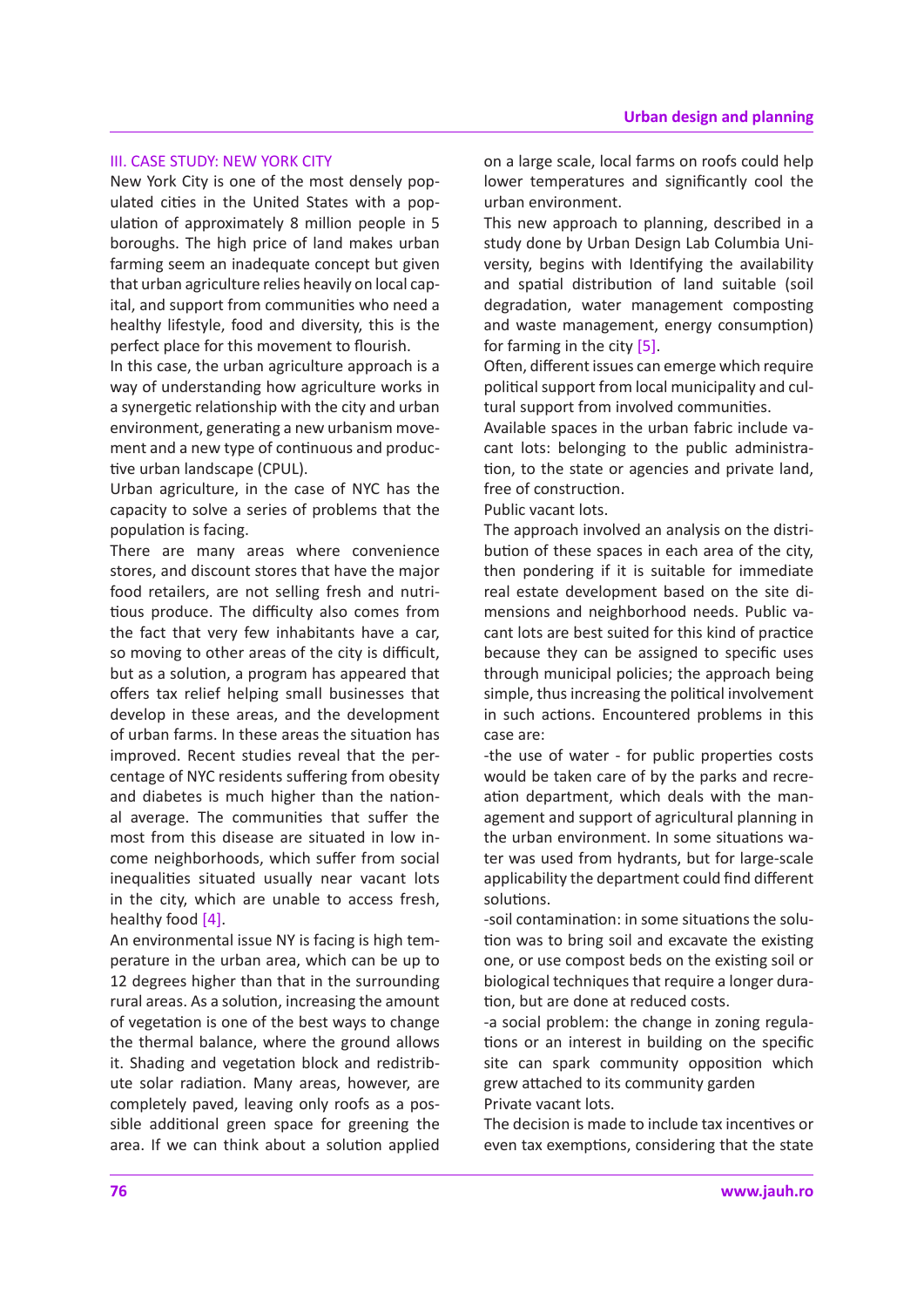## III. CASE STUDY: NEW YORK CITY

New York City is one of the most densely populated cities in the United States with a population of approximately 8 million people in 5 boroughs. The high price of land makes urban farming seem an inadequate concept but given that urban agriculture relies heavily on local capital, and support from communities who need a healthy lifestyle, food and diversity, this is the perfect place for this movement to flourish.

In this case, the urban agriculture approach is a way of understanding how agriculture works in a synergetic relationship with the city and urban environment, generating a new urbanism movement and a new type of continuous and productive urban landscape (CPUL).

Urban agriculture, in the case of NYC has the capacity to solve a series of problems that the population is facing.

There are many areas where convenience stores, and discount stores that have the major food retailers, are not selling fresh and nutritious produce. The difficulty also comes from the fact that very few inhabitants have a car, so moving to other areas of the city is difficult, but as a solution, a program has appeared that offers tax relief helping small businesses that develop in these areas, and the development of urban farms. In these areas the situation has improved. Recent studies reveal that the percentage of NYC residents suffering from obesity and diabetes is much higher than the national average. The communities that suffer the most from this disease are situated in low income neighborhoods, which suffer from social inequalities situated usually near vacant lots in the city, which are unable to access fresh, healthy food [4].

An environmental issue NY is facing is high temperature in the urban area, which can be up to 12 degrees higher than that in the surrounding rural areas. As a solution, increasing the amount of vegetation is one of the best ways to change the thermal balance, where the ground allows it. Shading and vegetation block and redistribute solar radiation. Many areas, however, are completely paved, leaving only roofs as a possible additional green space for greening the area. If we can think about a solution applied on a large scale, local farms on roofs could help lower temperatures and significantly cool the urban environment.

This new approach to planning, described in a study done by Urban Design Lab Columbia University, begins with Identifying the availability and spatial distribution of land suitable (soil degradation, water management composting and waste management, energy consumption) for farming in the city [5].

Often, different issues can emerge which require political support from local municipality and cultural support from involved communities.

Available spaces in the urban fabric include vacant lots: belonging to the public administration, to the state or agencies and private land, free of construction.

Public vacant lots.

The approach involved an analysis on the distribution of these spaces in each area of the city, then pondering if it is suitable for immediate real estate development based on the site dimensions and neighborhood needs. Public vacant lots are best suited for this kind of practice because they can be assigned to specific uses through municipal policies; the approach being simple, thus increasing the political involvement in such actions. Encountered problems in this case are:

-the use of water - for public properties costs would be taken care of by the parks and recreation department, which deals with the management and support of agricultural planning in the urban environment. In some situations water was used from hydrants, but for large-scale applicability the department could find different solutions.

-soil contamination: in some situations the solution was to bring soil and excavate the existing one, or use compost beds on the existing soil or biological techniques that require a longer duration, but are done at reduced costs.

-a social problem: the change in zoning regulations or an interest in building on the specific site can spark community opposition which grew attached to its community garden

Private vacant lots.

The decision is made to include tax incentives or even tax exemptions, considering that the state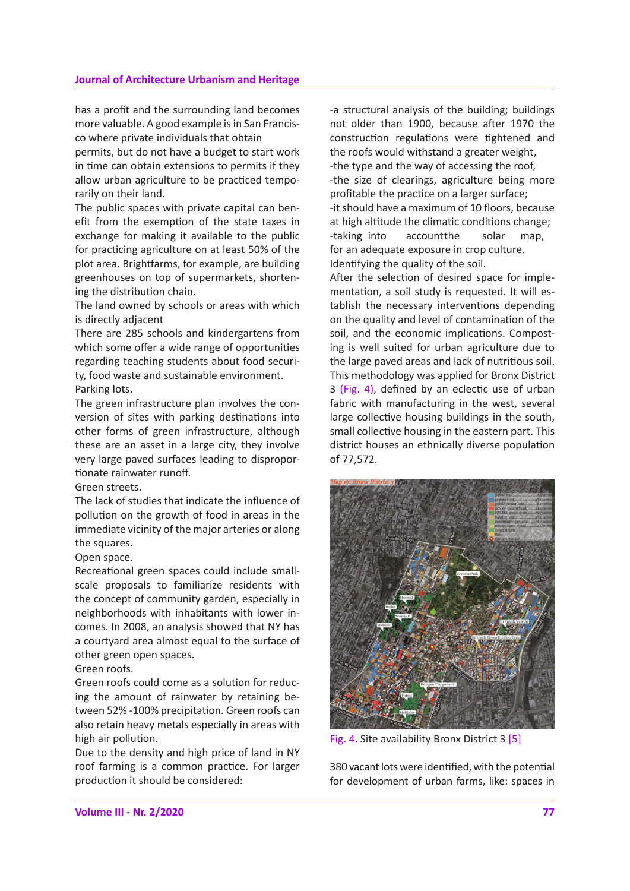has a profit and the surrounding land becomes more valuable. A good example is in San Francisco where private individuals that obtain permits, but do not have a budget to start work in time can obtain extensions to permits if they allow urban agriculture to be practiced temporarily on their land.

The public spaces with private capital can benefit from the exemption of the state taxes in exchange for making it available to the public for practicing agriculture on at least 50% of the plot area. Brightfarms, for example, are building greenhouses on top of supermarkets, shortening the distribution chain.

The land owned by schools or areas with which is directly adjacent

There are 285 schools and kindergartens from which some offer a wide range of opportunities regarding teaching students about food security, food waste and sustainable environment.

Parking lots.

The green infrastructure plan involves the conversion of sites with parking destinations into other forms of green infrastructure, although these are an asset in a large city, they involve very large paved surfaces leading to disproportionate rainwater runoff.

Green streets.

The lack of studies that indicate the influence of pollution on the growth of food in areas in the immediate vicinity of the major arteries or along the squares.

Open space.

Recreational green spaces could include small-scale proposals to familiarize residents with the concept of community garden, especially in neighborhoods with inhabitants with lower incomes. In 2008, an analysis showed that NY has a courtyard area almost equal to the surface of other green open spaces.

Green roofs.

Green roofs could come as a solution for reducing the amount of rainwater by retaining between 52% -100% precipitation. Green roofs can also retain heavy metals especially in areas with high air pollution.

Due to the density and high price of land in NY roof farming is a common practice. For larger production it should be considered:

-a structural analysis of the building; buildings not older than 1900, because after 1970 the construction regulations were tightened and the roofs would withstand a greater weight,
-the type and the way of accessing the roof,
-the size of clearings, agriculture being more profitable the practice on a larger surface;
-it should have a maximum of 10 floors, because at high altitude the climatic conditions change;
-taking into accountthe solar map, for an adequate exposure in crop culture.

Identifying the quality of the soil.

After the selection of desired space for implementation, a soil study is requested. It will establish the necessary interventions depending on the quality and level of contamination of the soil, and the economic implications. Composting is well suited for urban agriculture due to the large paved areas and lack of nutritious soil.

This methodology was applied for Bronx District 3 (Fig. 4), defined by an eclectic use of urban fabric with manufacturing in the west, several large collective housing buildings in the south, small collective housing in the eastern part. This district houses an ethnically diverse population of 77,572.

Fig. 4. Site availability Bronx District 3 [5]

380 vacant lots were identified, with the potential for development of urban farms, like: spaces in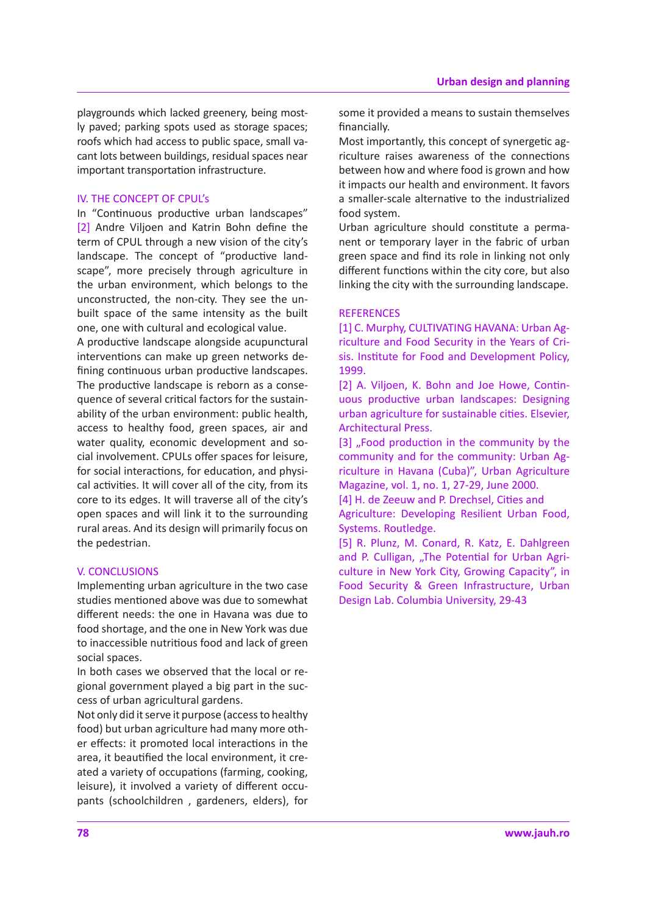playgrounds which lacked greenery, being mostly paved; parking spots used as storage spaces; roofs which had access to public space, small vacant lots between buildings, residual spaces near important transportation infrastructure.

## IV. THE CONCEPT OF CPUL's

In "Continuous productive urban landscapes" [2] Andre Viljoen and Katrin Bohn define the term of CPUL through a new vision of the city's landscape. The concept of "productive landscape", more precisely through agriculture in the urban environment, which belongs to the unconstructed, the non-city. They see the unbuilt space of the same intensity as the built one, one with cultural and ecological value.

A productive landscape alongside acupunctural interventions can make up green networks defining continuous urban productive landscapes. The productive landscape is reborn as a consequence of several critical factors for the sustainability of the urban environment: public health, access to healthy food, green spaces, air and water quality, economic development and social involvement. CPULs offer spaces for leisure, for social interactions, for education, and physical activities. It will cover all of the city, from its core to its edges. It will traverse all of the city's open spaces and will link it to the surrounding rural areas. And its design will primarily focus on the pedestrian.

## V. CONCLUSIONS

Implementing urban agriculture in the two case studies mentioned above was due to somewhat different needs: the one in Havana was due to food shortage, and the one in New York was due to inaccessible nutritious food and lack of green social spaces.

In both cases we observed that the local or regional government played a big part in the success of urban agricultural gardens.

Not only did it serve it purpose (access to healthy food) but urban agriculture had many more other effects: it promoted local interactions in the area, it beautified the local environment, it created a variety of occupations (farming, cooking, leisure), it involved a variety of different occupants (schoolchildren , gardeners, elders), for some it provided a means to sustain themselves financially.

Most importantly, this concept of synergetic agriculture raises awareness of the connections between how and where food is grown and how it impacts our health and environment. It favors a smaller-scale alternative to the industrialized food system.

Urban agriculture should constitute a permanent or temporary layer in the fabric of urban green space and find its role in linking not only different functions within the city core, but also linking the city with the surrounding landscape.

## REFERENCES

[1] C. Murphy, CULTIVATING HAVANA: Urban Agriculture and Food Security in the Years of Crisis. Institute for Food and Development Policy, 1999.

[2] A. Viljoen, K. Bohn and Joe Howe, Continuous productive urban landscapes: Designing urban agriculture for sustainable cities. Elsevier, Architectural Press.

[3] „Food production in the community by the community and for the community: Urban Agriculture in Havana (Cuba)", Urban Agriculture Magazine, vol. 1, no. 1, 27-29, June 2000.

[4] H. de Zeeuw and P. Drechsel, Cities and Agriculture: Developing Resilient Urban Food, Systems. Routledge.

[5] R. Plunz, M. Conard, R. Katz, E. Dahlgreen and P. Culligan, „The Potential for Urban Agriculture in New York City, Growing Capacity", in Food Security & Green Infrastructure, Urban Design Lab. Columbia University, 29-43